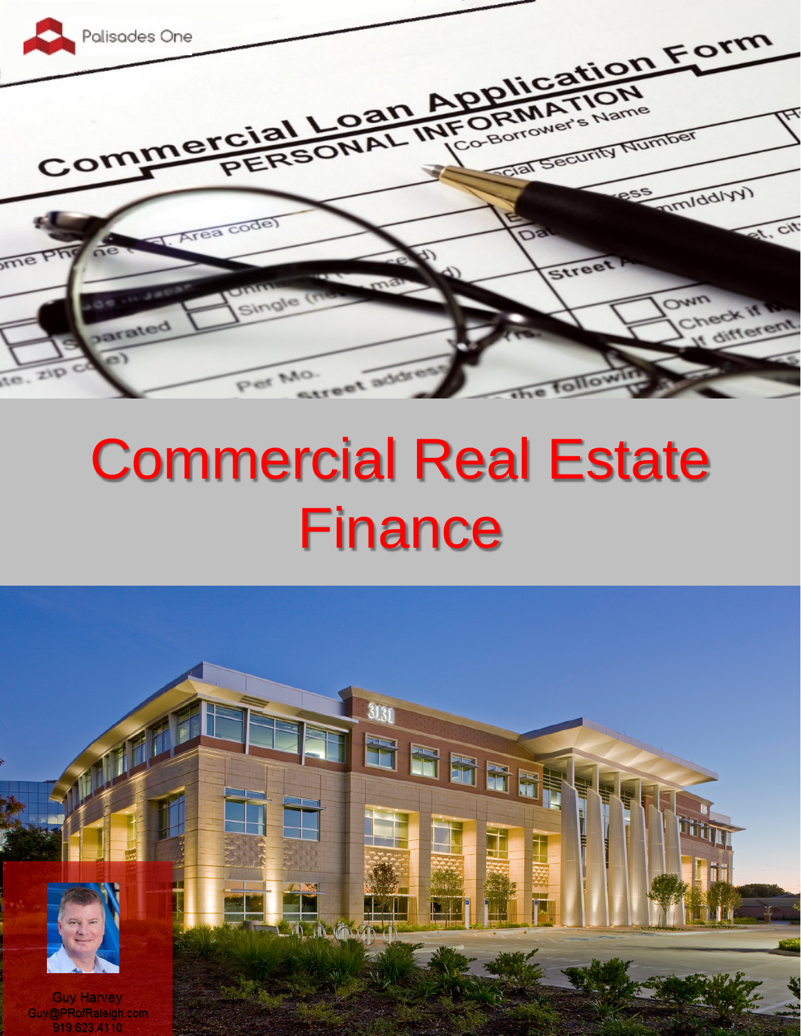Palisades One

# Commercial Real Estate Finance

Guy Harvey
Guy@PRofRaleigh.com
919.623.4110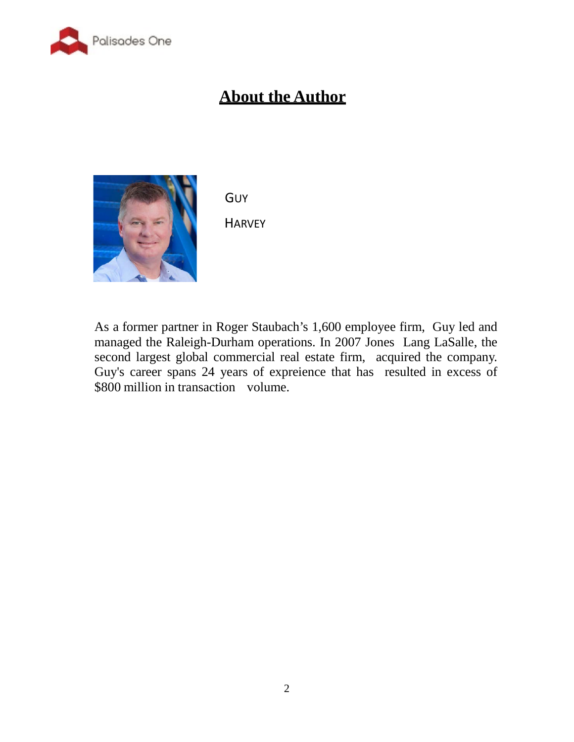# About the Author

GUY

HARVEY

As a former partner in Roger Staubach's 1,600 employee firm, Guy led and managed the Raleigh-Durham operations. In 2007 Jones Lang LaSalle, the second largest global commercial real estate firm, acquired the company. Guy's career spans 24 years of expreience that has resulted in excess of $800 million in transaction volume.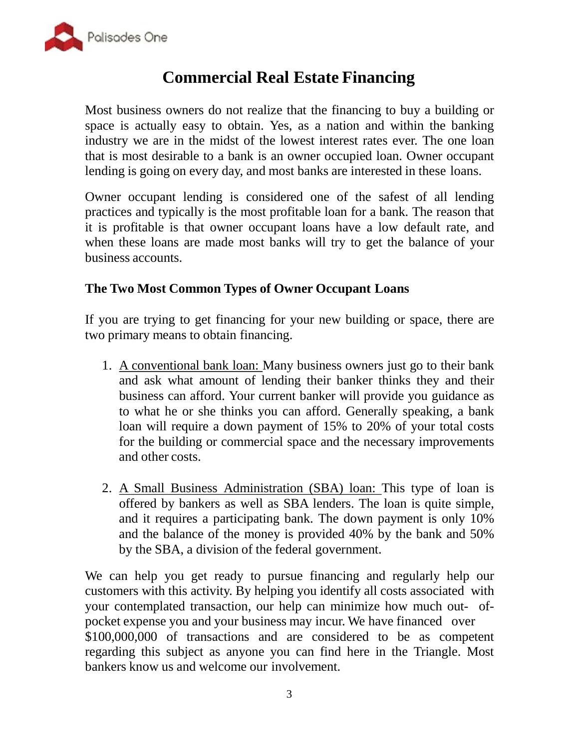# Commercial Real Estate Financing

Most business owners do not realize that the financing to buy a building or space is actually easy to obtain. Yes, as a nation and within the banking industry we are in the midst of the lowest interest rates ever. The one loan that is most desirable to a bank is an owner occupied loan. Owner occupant lending is going on every day, and most banks are interested in these loans.

Owner occupant lending is considered one of the safest of all lending practices and typically is the most profitable loan for a bank. The reason that it is profitable is that owner occupant loans have a low default rate, and when these loans are made most banks will try to get the balance of your business accounts.

### The Two Most Common Types of Owner Occupant Loans

If you are trying to get financing for your new building or space, there are two primary means to obtain financing.

1. <u>A conventional bank loan:</u> Many business owners just go to their bank and ask what amount of lending their banker thinks they and their business can afford. Your current banker will provide you guidance as to what he or she thinks you can afford. Generally speaking, a bank loan will require a down payment of 15% to 20% of your total costs for the building or commercial space and the necessary improvements and other costs.

2. <u>A Small Business Administration (SBA) loan:</u> This type of loan is offered by bankers as well as SBA lenders. The loan is quite simple, and it requires a participating bank. The down payment is only 10% and the balance of the money is provided 40% by the bank and 50% by the SBA, a division of the federal government.

We can help you get ready to pursue financing and regularly help our customers with this activity. By helping you identify all costs associated with your contemplated transaction, our help can minimize how much out-of-pocket expense you and your business may incur. We have financed over $100,000,000 of transactions and are considered to be as competent regarding this subject as anyone you can find here in the Triangle. Most bankers know us and welcome our involvement.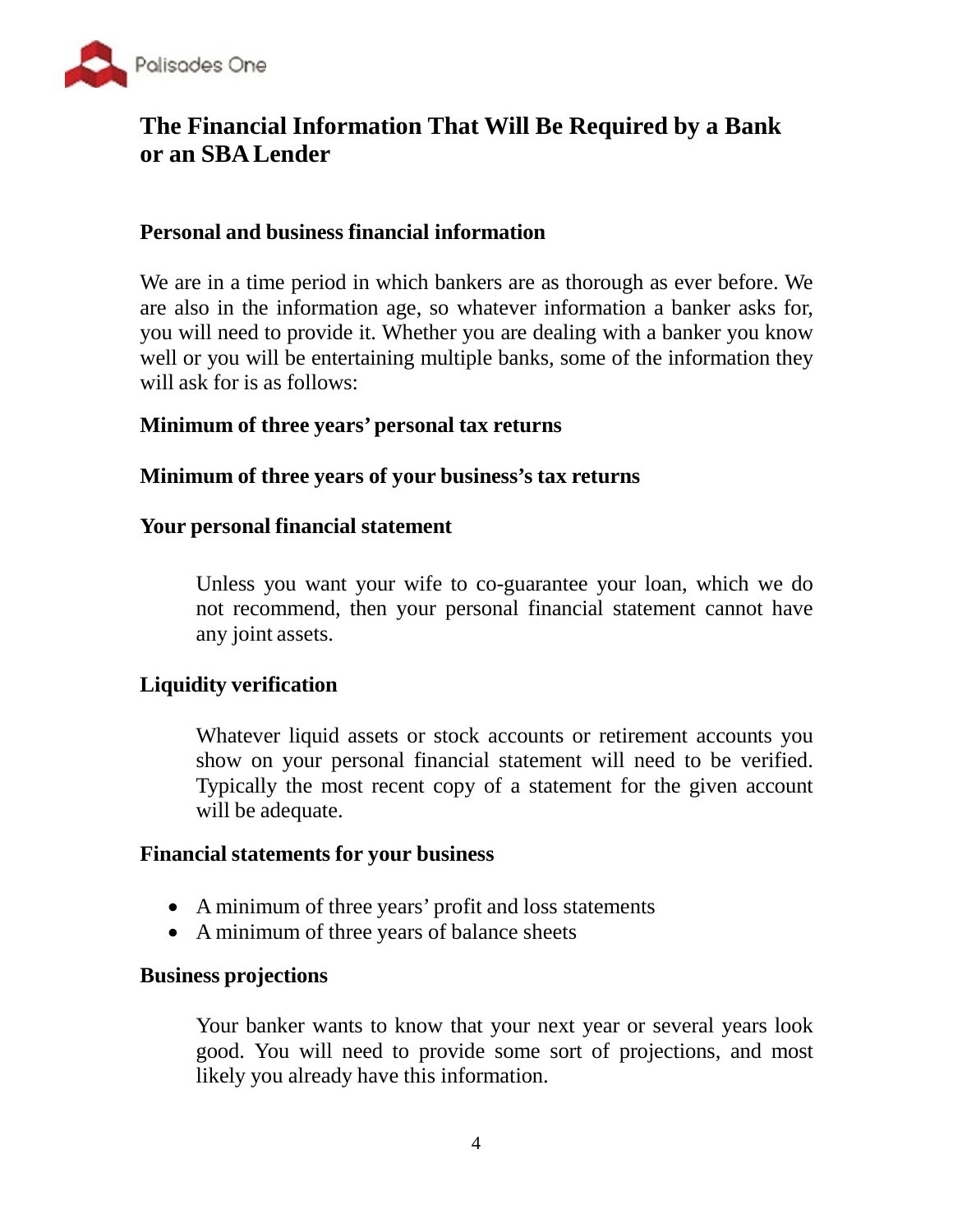## The Financial Information That Will Be Required by a Bank or an SBA Lender

### Personal and business financial information

We are in a time period in which bankers are as thorough as ever before. We are also in the information age, so whatever information a banker asks for, you will need to provide it. Whether you are dealing with a banker you know well or you will be entertaining multiple banks, some of the information they will ask for is as follows:

**Minimum of three years' personal tax returns**

**Minimum of three years of your business's tax returns**

**Your personal financial statement**

Unless you want your wife to co-guarantee your loan, which we do not recommend, then your personal financial statement cannot have any joint assets.

**Liquidity verification**

Whatever liquid assets or stock accounts or retirement accounts you show on your personal financial statement will need to be verified. Typically the most recent copy of a statement for the given account will be adequate.

**Financial statements for your business**

- A minimum of three years' profit and loss statements
- A minimum of three years of balance sheets

**Business projections**

Your banker wants to know that your next year or several years look good. You will need to provide some sort of projections, and most likely you already have this information.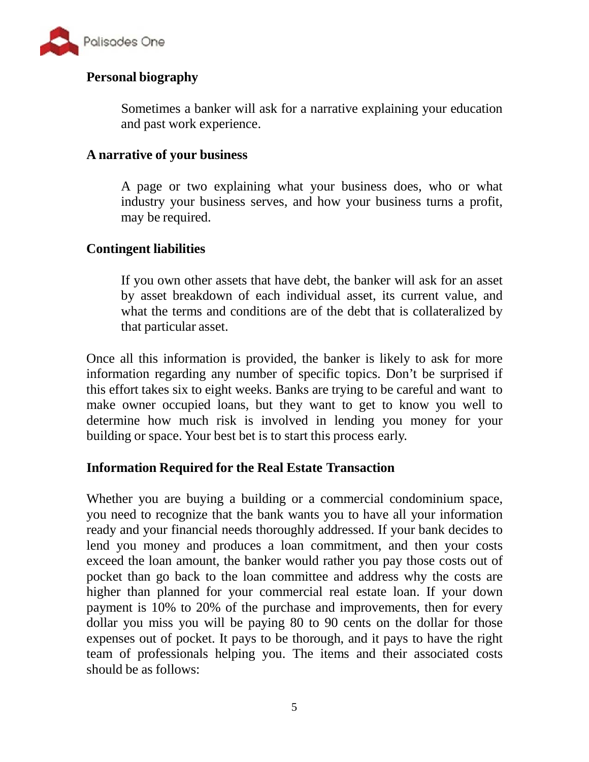**Personal biography**

> Sometimes a banker will ask for a narrative explaining your education and past work experience.

**A narrative of your business**

> A page or two explaining what your business does, who or what industry your business serves, and how your business turns a profit, may be required.

**Contingent liabilities**

> If you own other assets that have debt, the banker will ask for an asset by asset breakdown of each individual asset, its current value, and what the terms and conditions are of the debt that is collateralized by that particular asset.

Once all this information is provided, the banker is likely to ask for more information regarding any number of specific topics. Don't be surprised if this effort takes six to eight weeks. Banks are trying to be careful and want to make owner occupied loans, but they want to get to know you well to determine how much risk is involved in lending you money for your building or space. Your best bet is to start this process early.

**Information Required for the Real Estate Transaction**

Whether you are buying a building or a commercial condominium space, you need to recognize that the bank wants you to have all your information ready and your financial needs thoroughly addressed. If your bank decides to lend you money and produces a loan commitment, and then your costs exceed the loan amount, the banker would rather you pay those costs out of pocket than go back to the loan committee and address why the costs are higher than planned for your commercial real estate loan. If your down payment is 10% to 20% of the purchase and improvements, then for every dollar you miss you will be paying 80 to 90 cents on the dollar for those expenses out of pocket. It pays to be thorough, and it pays to have the right team of professionals helping you. The items and their associated costs should be as follows: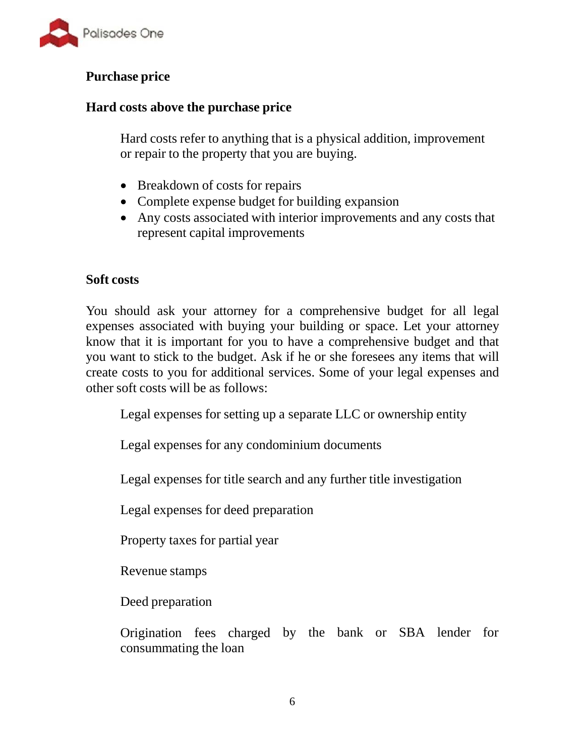**Purchase price**

**Hard costs above the purchase price**

Hard costs refer to anything that is a physical addition, improvement or repair to the property that you are buying.

- Breakdown of costs for repairs
- Complete expense budget for building expansion
- Any costs associated with interior improvements and any costs that represent capital improvements

**Soft costs**

You should ask your attorney for a comprehensive budget for all legal expenses associated with buying your building or space. Let your attorney know that it is important for you to have a comprehensive budget and that you want to stick to the budget. Ask if he or she foresees any items that will create costs to you for additional services. Some of your legal expenses and other soft costs will be as follows:

Legal expenses for setting up a separate LLC or ownership entity

Legal expenses for any condominium documents

Legal expenses for title search and any further title investigation

Legal expenses for deed preparation

Property taxes for partial year

Revenue stamps

Deed preparation

Origination fees charged by the bank or SBA lender for consummating the loan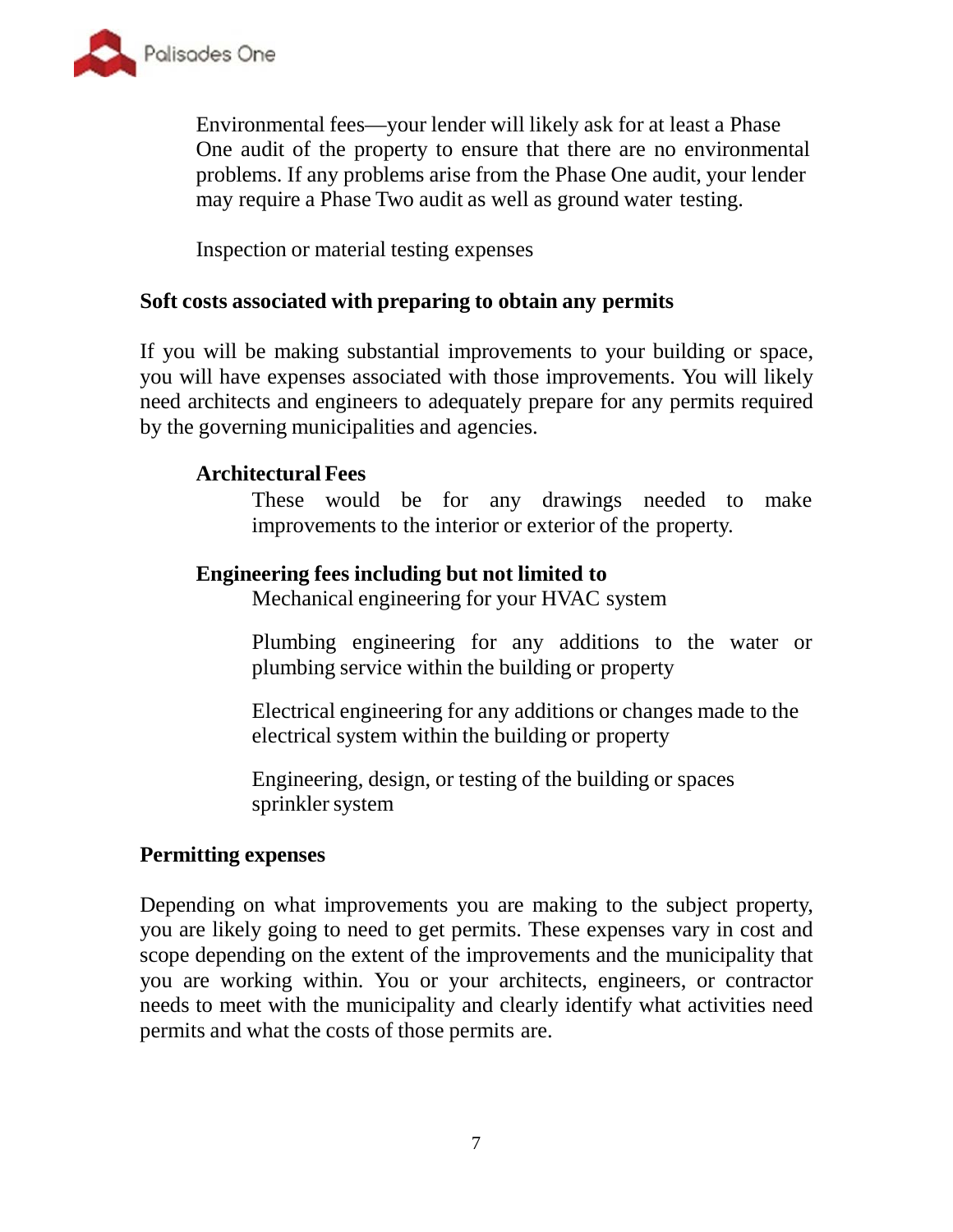Environmental fees—your lender will likely ask for at least a Phase One audit of the property to ensure that there are no environmental problems. If any problems arise from the Phase One audit, your lender may require a Phase Two audit as well as ground water testing.

Inspection or material testing expenses

**Soft costs associated with preparing to obtain any permits**

If you will be making substantial improvements to your building or space, you will have expenses associated with those improvements. You will likely need architects and engineers to adequately prepare for any permits required by the governing municipalities and agencies.

**Architectural Fees**

These would be for any drawings needed to make improvements to the interior or exterior of the property.

**Engineering fees including but not limited to**

Mechanical engineering for your HVAC system

Plumbing engineering for any additions to the water or plumbing service within the building or property

Electrical engineering for any additions or changes made to the electrical system within the building or property

Engineering, design, or testing of the building or spaces sprinkler system

**Permitting expenses**

Depending on what improvements you are making to the subject property, you are likely going to need to get permits. These expenses vary in cost and scope depending on the extent of the improvements and the municipality that you are working within. You or your architects, engineers, or contractor needs to meet with the municipality and clearly identify what activities need permits and what the costs of those permits are.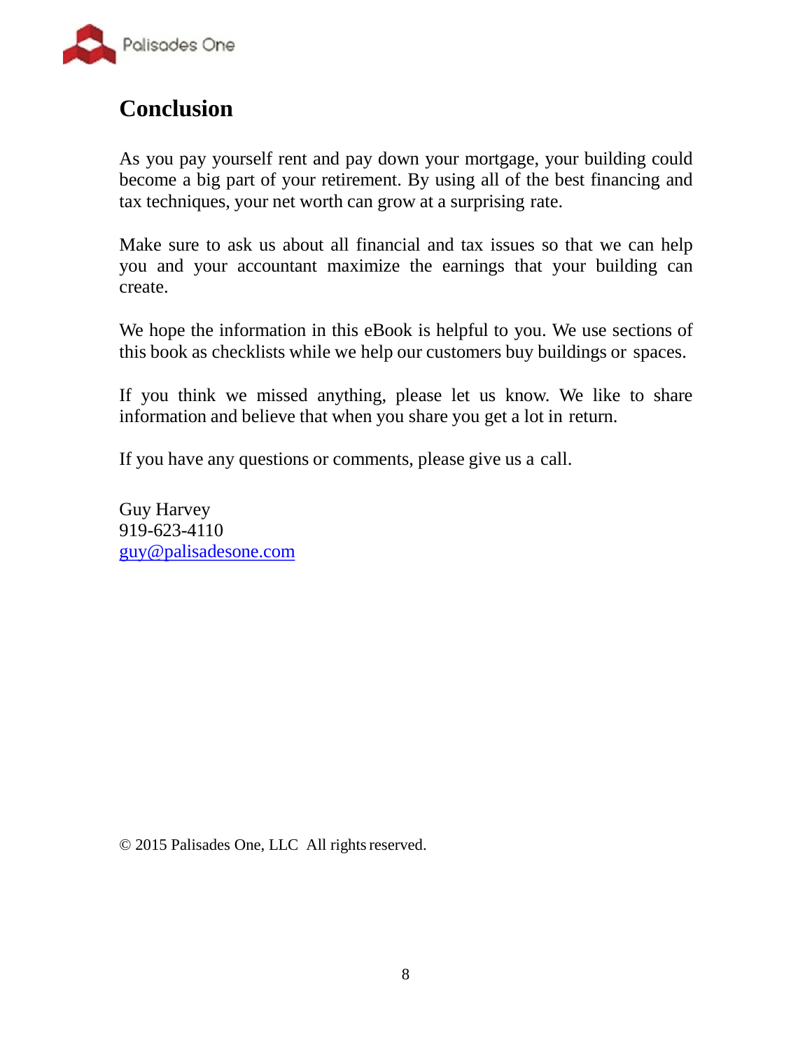# Conclusion

As you pay yourself rent and pay down your mortgage, your building could become a big part of your retirement. By using all of the best financing and tax techniques, your net worth can grow at a surprising rate.

Make sure to ask us about all financial and tax issues so that we can help you and your accountant maximize the earnings that your building can create.

We hope the information in this eBook is helpful to you. We use sections of this book as checklists while we help our customers buy buildings or spaces.

If you think we missed anything, please let us know. We like to share information and believe that when you share you get a lot in return.

If you have any questions or comments, please give us a call.

Guy Harvey
919-623-4110
guy@palisadesone.com

© 2015 Palisades One, LLC All rights reserved.